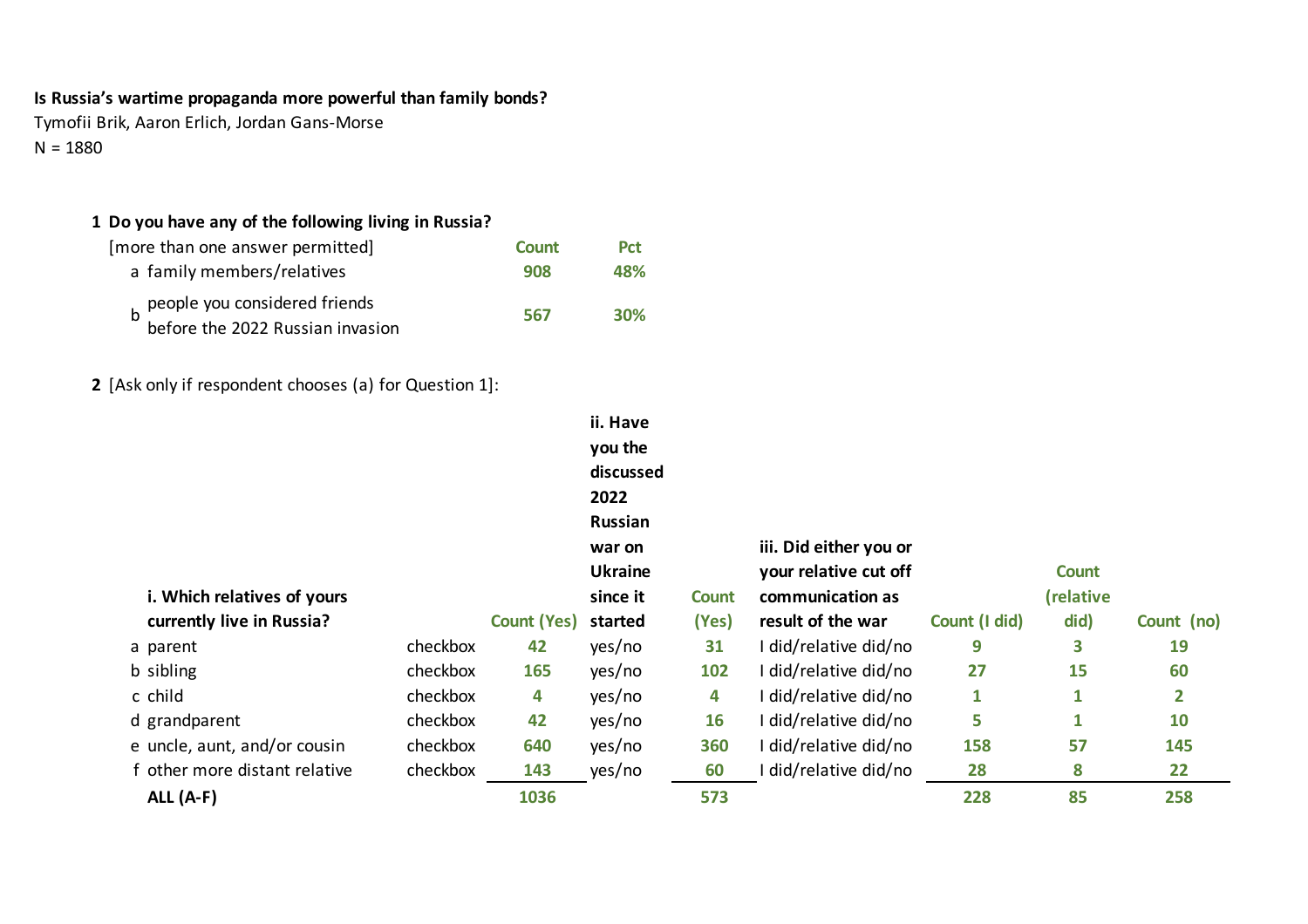**Is Russia's wartime propaganda more powerful than family bonds?**

Tymofii Brik, Aaron Erlich, Jordan Gans-Morse

N = 1880

**1 Do you have any of the following living in Russia?**

[more than one answer permitted]

| | | Count | Pct |
|---|---|---|---|
| a | family members/relatives | 908 | 48% |
| b | people you considered friends before the 2022 Russian invasion | 567 | 30% |

**2** [Ask only if respondent chooses (a) for Question 1]:

| | **i. Which relatives of yours currently live in Russia?** | | Count (Yes) | **ii. Have you the discussed 2022 Russian war on Ukraine since it started** | Count (Yes) | **iii. Did either you or your relative cut off communication as result of the war** | Count (I did) | Count (relative did) | Count (no) |
|---|---|---|---|---|---|---|---|---|---|
| a | parent | checkbox | 42 | yes/no | 31 | I did/relative did/no | 9 | 3 | 19 |
| b | sibling | checkbox | 165 | yes/no | 102 | I did/relative did/no | 27 | 15 | 60 |
| c | child | checkbox | 4 | yes/no | 4 | I did/relative did/no | 1 | 1 | 2 |
| d | grandparent | checkbox | 42 | yes/no | 16 | I did/relative did/no | 5 | 1 | 10 |
| e | uncle, aunt, and/or cousin | checkbox | 640 | yes/no | 360 | I did/relative did/no | 158 | 57 | 145 |
| f | other more distant relative | checkbox | 143 | yes/no | 60 | I did/relative did/no | 28 | 8 | 22 |
| | **ALL (A-F)** | | 1036 | | 573 | | 228 | 85 | 258 |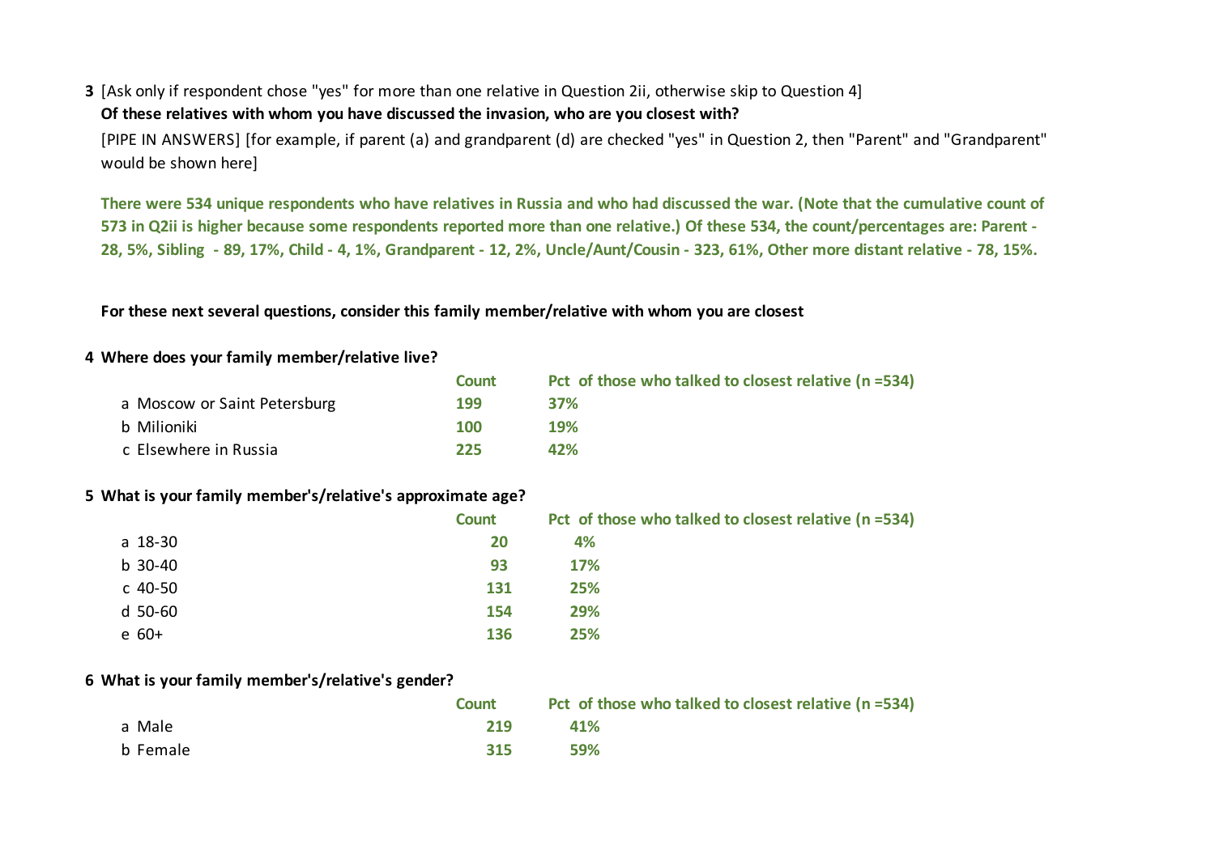**3** [Ask only if respondent chose "yes" for more than one relative in Question 2ii, otherwise skip to Question 4]
**Of these relatives with whom you have discussed the invasion, who are you closest with?**

[PIPE IN ANSWERS] [for example, if parent (a) and grandparent (d) are checked "yes" in Question 2, then "Parent" and "Grandparent" would be shown here]

**There were 534 unique respondents who have relatives in Russia and who had discussed the war. (Note that the cumulative count of 573 in Q2ii is higher because some respondents reported more than one relative.) Of these 534, the count/percentages are: Parent - 28, 5%, Sibling - 89, 17%, Child - 4, 1%, Grandparent - 12, 2%, Uncle/Aunt/Cousin - 323, 61%, Other more distant relative - 78, 15%.**

**For these next several questions, consider this family member/relative with whom you are closest**

**4 Where does your family member/relative live?**

| | Count | Pct of those who talked to closest relative (n =534) |
|---|---|---|
| a Moscow or Saint Petersburg | 199 | 37% |
| b Milioniki | 100 | 19% |
| c Elsewhere in Russia | 225 | 42% |

**5 What is your family member's/relative's approximate age?**

| | Count | Pct of those who talked to closest relative (n =534) |
|---|---|---|
| a 18-30 | 20 | 4% |
| b 30-40 | 93 | 17% |
| c 40-50 | 131 | 25% |
| d 50-60 | 154 | 29% |
| e 60+ | 136 | 25% |

**6 What is your family member's/relative's gender?**

| | Count | Pct of those who talked to closest relative (n =534) |
|---|---|---|
| a Male | 219 | 41% |
| b Female | 315 | 59% |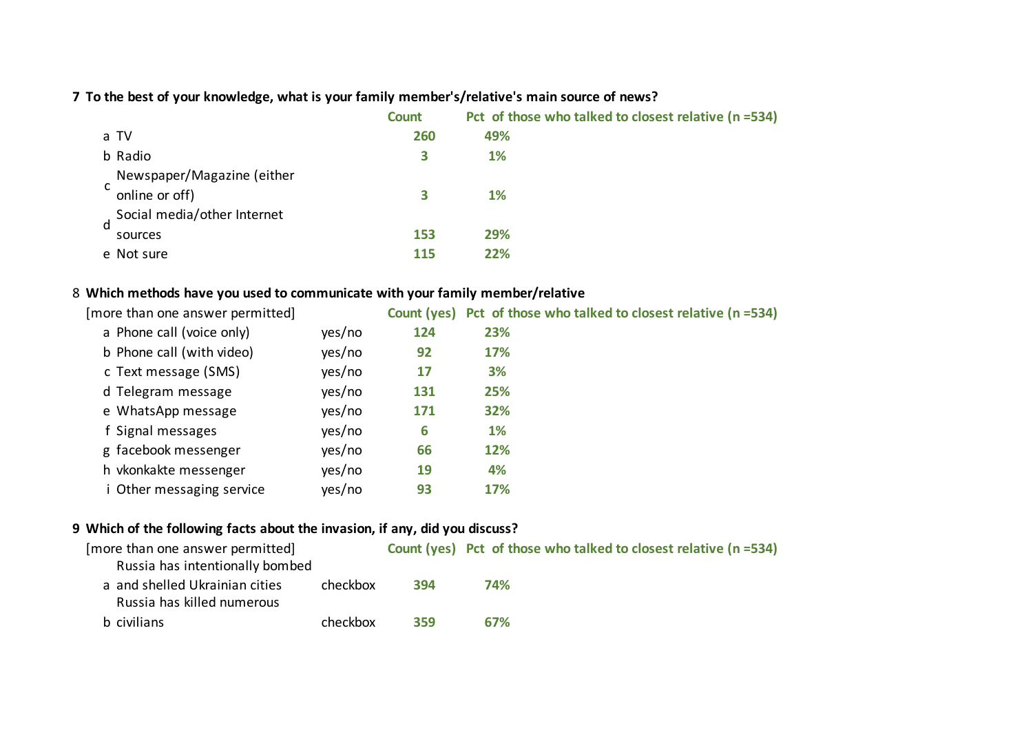**7 To the best of your knowledge, what is your family member's/relative's main source of news?**

| | | Count | Pct of those who talked to closest relative (n =534) |
|---|---|---|---|
| a | TV | 260 | 49% |
| b | Radio | 3 | 1% |
| c | Newspaper/Magazine (either online or off) | 3 | 1% |
| d | Social media/other Internet sources | 153 | 29% |
| e | Not sure | 115 | 22% |

**8 Which methods have you used to communicate with your family member/relative**

[more than one answer permitted]

| | | | Count (yes) | Pct of those who talked to closest relative (n =534) |
|---|---|---|---|---|
| a | Phone call (voice only) | yes/no | 124 | 23% |
| b | Phone call (with video) | yes/no | 92 | 17% |
| c | Text message (SMS) | yes/no | 17 | 3% |
| d | Telegram message | yes/no | 131 | 25% |
| e | WhatsApp message | yes/no | 171 | 32% |
| f | Signal messages | yes/no | 6 | 1% |
| g | facebook messenger | yes/no | 66 | 12% |
| h | vkonkakte messenger | yes/no | 19 | 4% |
| i | Other messaging service | yes/no | 93 | 17% |

**9 Which of the following facts about the invasion, if any, did you discuss?**

[more than one answer permitted]

| | | | Count (yes) | Pct of those who talked to closest relative (n =534) |
|---|---|---|---|---|
| a | Russia has intentionally bombed and shelled Ukrainian cities | checkbox | 394 | 74% |
| b | Russia has killed numerous civilians | checkbox | 359 | 67% |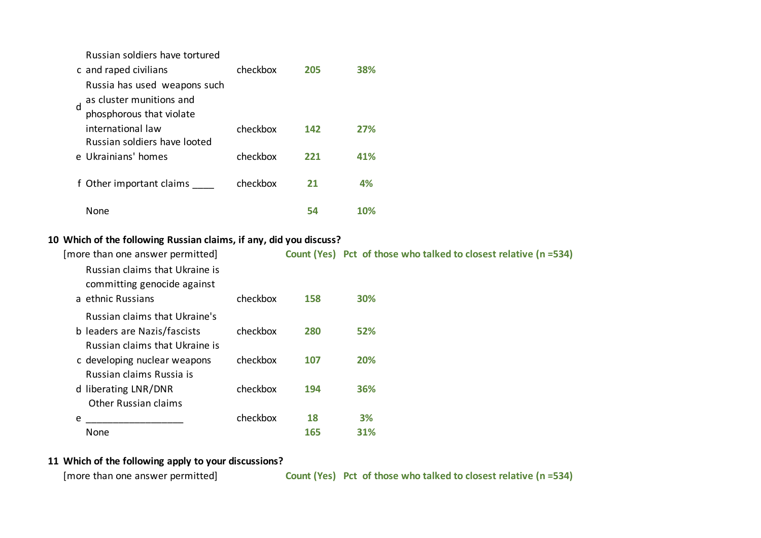| | | | Count (Yes) | Pct |
|---|---|---|---|---|
| c | Russian soldiers have tortured and raped civilians | checkbox | **205** | **38%** |
| d | Russia has used weapons such as cluster munitions and phosphorous that violate international law | checkbox | **142** | **27%** |
| e | Russian soldiers have looted Ukrainians' homes | checkbox | **221** | **41%** |
| f | Other important claims ____ | checkbox | **21** | **4%** |
| | None | | **54** | **10%** |

**10 Which of the following Russian claims, if any, did you discuss?**

[more than one answer permitted]

| | | | **Count (Yes)** | **Pct of those who talked to closest relative (n =534)** |
|---|---|---|---|---|
| a | Russian claims that Ukraine is committing genocide against ethnic Russians | checkbox | **158** | **30%** |
| b | Russian claims that Ukraine's leaders are Nazis/fascists | checkbox | **280** | **52%** |
| c | Russian claims that Ukraine is developing nuclear weapons | checkbox | **107** | **20%** |
| d | Russian claims Russia is liberating LNR/DNR | checkbox | **194** | **36%** |
| e | Other Russian claims ___________________ | checkbox | **18** | **3%** |
| | None | | **165** | **31%** |

**11 Which of the following apply to your discussions?**

[more than one answer permitted] **Count (Yes)** **Pct of those who talked to closest relative (n =534)**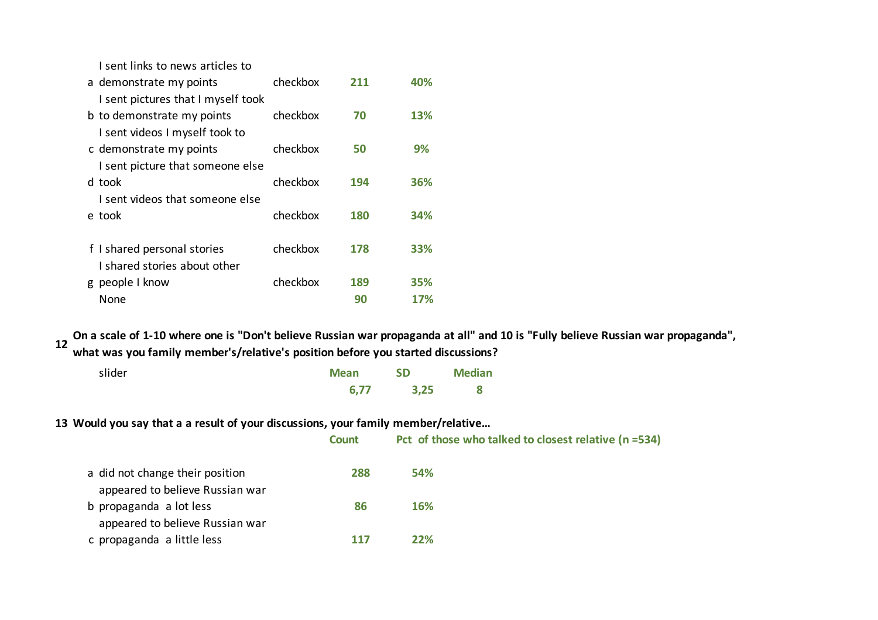| | | | Count | Pct |
|---|---|---|---|---|
| a | I sent links to news articles to demonstrate my points | checkbox | 211 | 40% |
| b | I sent pictures that I myself took to demonstrate my points | checkbox | 70 | 13% |
| c | I sent videos I myself took to demonstrate my points | checkbox | 50 | 9% |
| d | I sent picture that someone else took | checkbox | 194 | 36% |
| e | I sent videos that someone else took | checkbox | 180 | 34% |
| f | I shared personal stories | checkbox | 178 | 33% |
| g | I shared stories about other people I know | checkbox | 189 | 35% |
| | None | | 90 | 17% |

**12 On a scale of 1-10 where one is "Don't believe Russian war propaganda at all" and 10 is "Fully believe Russian war propaganda", what was you family member's/relative's position before you started discussions?**

| | Mean | SD | Median |
|---|---|---|---|
| slider | 6,77 | 3,25 | 8 |

**13 Would you say that a a result of your discussions, your family member/relative...**

| | | Count | Pct of those who talked to closest relative (n =534) |
|---|---|---|---|
| a | did not change their position | 288 | 54% |
| b | appeared to believe Russian war propaganda a lot less | 86 | 16% |
| c | appeared to believe Russian war propaganda a little less | 117 | 22% |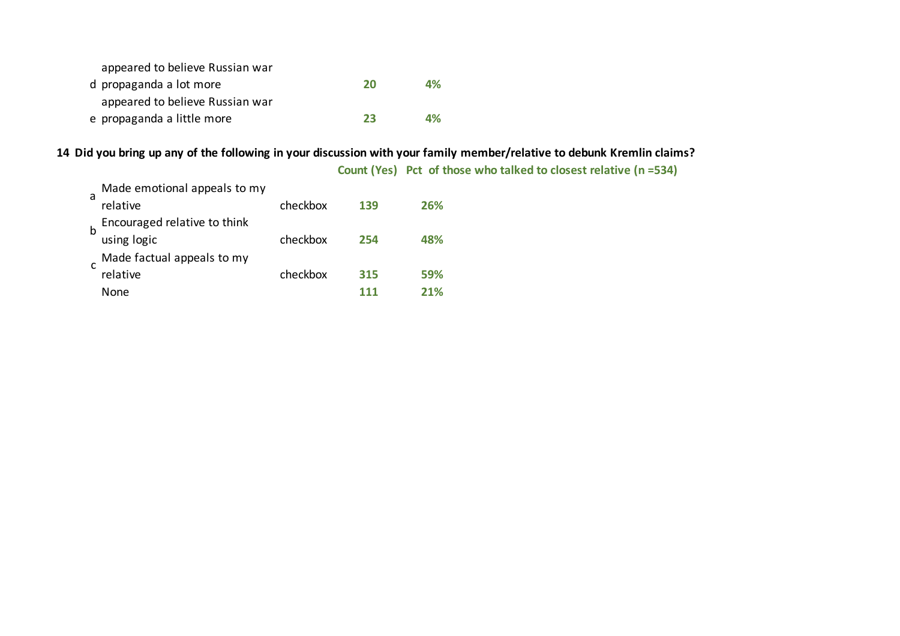| | | | | |
|---|---|---|---|---|
| d | appeared to believe Russian war propaganda a lot more | | 20 | 4% |
| e | appeared to believe Russian war propaganda a little more | | 23 | 4% |

**14 Did you bring up any of the following in your discussion with your family member/relative to debunk Kremlin claims?**

| | | | Count (Yes) | Pct of those who talked to closest relative (n =534) |
|---|---|---|---|---|
| a | Made emotional appeals to my relative | checkbox | 139 | 26% |
| b | Encouraged relative to think using logic | checkbox | 254 | 48% |
| c | Made factual appeals to my relative | checkbox | 315 | 59% |
| | None | | 111 | 21% |